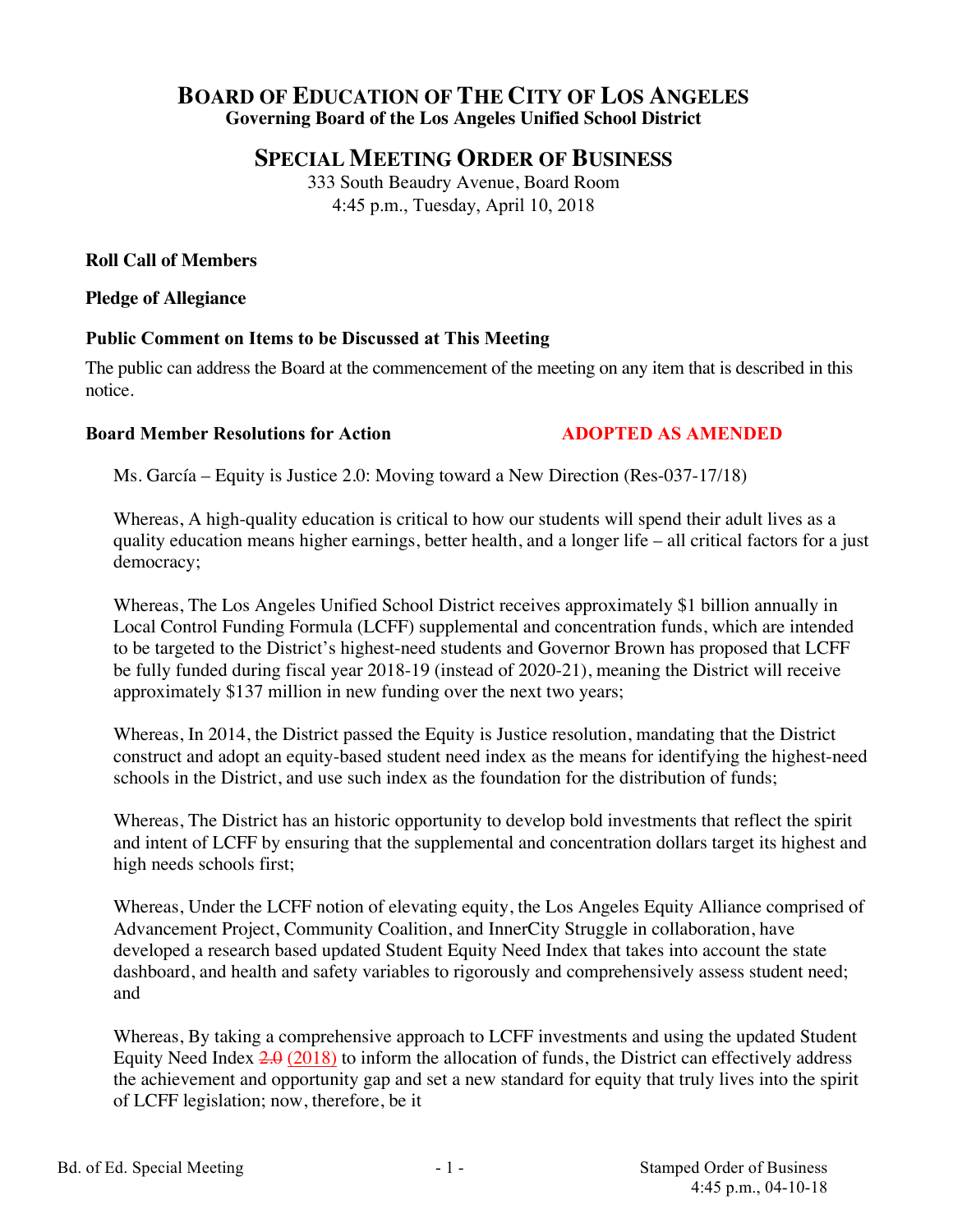# BOARD OF EDUCATION OF THE CITY OF LOS ANGELES

**Governing Board of the Los Angeles Unified School District**

## SPECIAL MEETING ORDER OF BUSINESS

333 South Beaudry Avenue, Board Room
4:45 p.m., Tuesday, April 10, 2018

**Roll Call of Members**

**Pledge of Allegiance**

**Public Comment on Items to be Discussed at This Meeting**

The public can address the Board at the commencement of the meeting on any item that is described in this notice.

**Board Member Resolutions for Action** **ADOPTED AS AMENDED**

Ms. García – Equity is Justice 2.0: Moving toward a New Direction (Res-037-17/18)

Whereas, A high-quality education is critical to how our students will spend their adult lives as a quality education means higher earnings, better health, and a longer life – all critical factors for a just democracy;

Whereas, The Los Angeles Unified School District receives approximately $1 billion annually in Local Control Funding Formula (LCFF) supplemental and concentration funds, which are intended to be targeted to the District's highest-need students and Governor Brown has proposed that LCFF be fully funded during fiscal year 2018-19 (instead of 2020-21), meaning the District will receive approximately $137 million in new funding over the next two years;

Whereas, In 2014, the District passed the Equity is Justice resolution, mandating that the District construct and adopt an equity-based student need index as the means for identifying the highest-need schools in the District, and use such index as the foundation for the distribution of funds;

Whereas, The District has an historic opportunity to develop bold investments that reflect the spirit and intent of LCFF by ensuring that the supplemental and concentration dollars target its highest and high needs schools first;

Whereas, Under the LCFF notion of elevating equity, the Los Angeles Equity Alliance comprised of Advancement Project, Community Coalition, and InnerCity Struggle in collaboration, have developed a research based updated Student Equity Need Index that takes into account the state dashboard, and health and safety variables to rigorously and comprehensively assess student need; and

Whereas, By taking a comprehensive approach to LCFF investments and using the updated Student Equity Need Index ~~2.0~~ (2018) to inform the allocation of funds, the District can effectively address the achievement and opportunity gap and set a new standard for equity that truly lives into the spirit of LCFF legislation; now, therefore, be it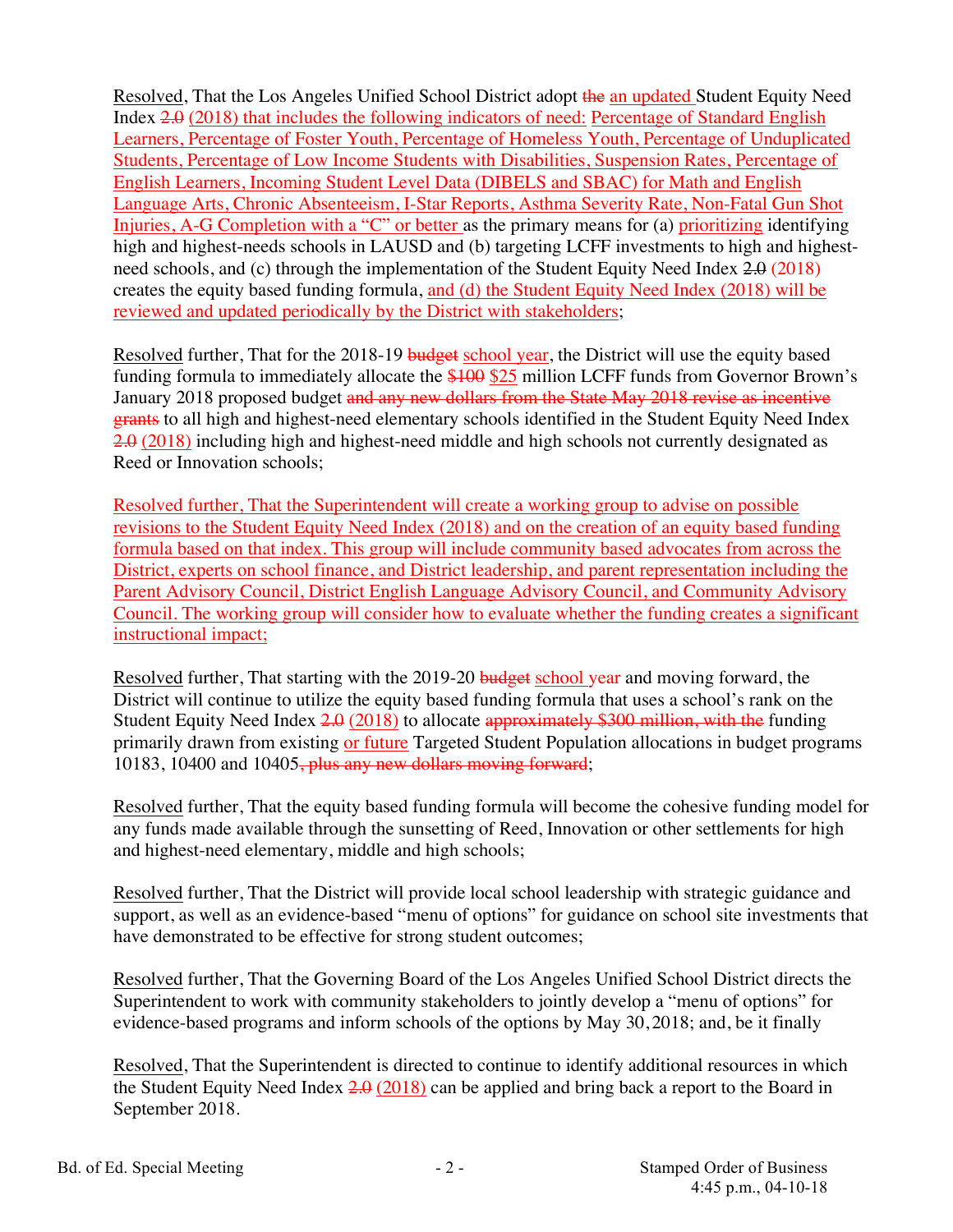Resolved, That the Los Angeles Unified School District adopt ~~the~~ an updated Student Equity Need Index ~~2.0~~ (2018) that includes the following indicators of need: Percentage of Standard English Learners, Percentage of Foster Youth, Percentage of Homeless Youth, Percentage of Unduplicated Students, Percentage of Low Income Students with Disabilities, Suspension Rates, Percentage of English Learners, Incoming Student Level Data (DIBELS and SBAC) for Math and English Language Arts, Chronic Absenteeism, I-Star Reports, Asthma Severity Rate, Non-Fatal Gun Shot Injuries, A-G Completion with a "C" or better as the primary means for (a) prioritizing identifying high and highest-needs schools in LAUSD and (b) targeting LCFF investments to high and highest-need schools, and (c) through the implementation of the Student Equity Need Index ~~2.0~~ (2018) creates the equity based funding formula, and (d) the Student Equity Need Index (2018) will be reviewed and updated periodically by the District with stakeholders;

Resolved further, That for the 2018-19 ~~budget~~ school year, the District will use the equity based funding formula to immediately allocate the ~~$100~~ $25 million LCFF funds from Governor Brown's January 2018 proposed budget ~~and any new dollars from the State May 2018 revise as incentive grants~~ to all high and highest-need elementary schools identified in the Student Equity Need Index ~~2.0~~ (2018) including high and highest-need middle and high schools not currently designated as Reed or Innovation schools;

Resolved further, That the Superintendent will create a working group to advise on possible revisions to the Student Equity Need Index (2018) and on the creation of an equity based funding formula based on that index. This group will include community based advocates from across the District, experts on school finance, and District leadership, and parent representation including the Parent Advisory Council, District English Language Advisory Council, and Community Advisory Council. The working group will consider how to evaluate whether the funding creates a significant instructional impact;

Resolved further, That starting with the 2019-20 ~~budget~~ school year and moving forward, the District will continue to utilize the equity based funding formula that uses a school's rank on the Student Equity Need Index ~~2.0~~ (2018) to allocate ~~approximately $300 million, with the~~ funding primarily drawn from existing or future Targeted Student Population allocations in budget programs 10183, 10400 and 10405~~, plus any new dollars moving forward~~;

Resolved further, That the equity based funding formula will become the cohesive funding model for any funds made available through the sunsetting of Reed, Innovation or other settlements for high and highest-need elementary, middle and high schools;

Resolved further, That the District will provide local school leadership with strategic guidance and support, as well as an evidence-based "menu of options" for guidance on school site investments that have demonstrated to be effective for strong student outcomes;

Resolved further, That the Governing Board of the Los Angeles Unified School District directs the Superintendent to work with community stakeholders to jointly develop a "menu of options" for evidence-based programs and inform schools of the options by May 30, 2018; and, be it finally

Resolved, That the Superintendent is directed to continue to identify additional resources in which the Student Equity Need Index ~~2.0~~ (2018) can be applied and bring back a report to the Board in September 2018.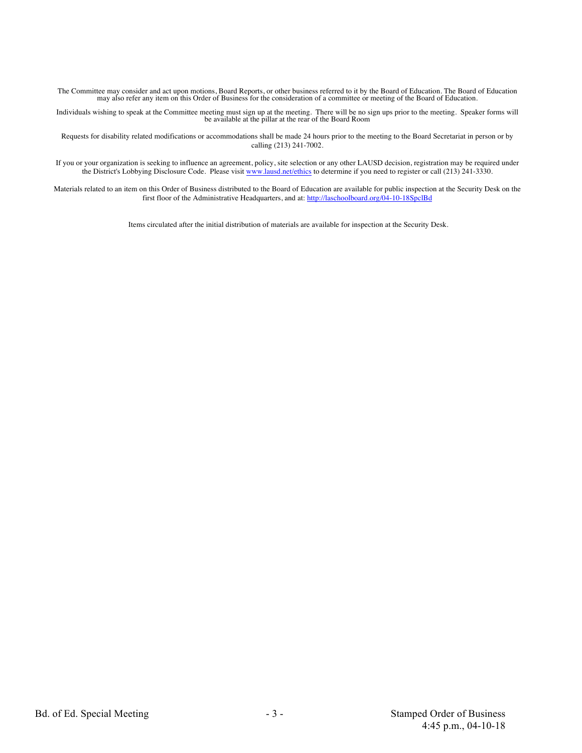The Committee may consider and act upon motions, Board Reports, or other business referred to it by the Board of Education. The Board of Education may also refer any item on this Order of Business for the consideration of a committee or meeting of the Board of Education.

Individuals wishing to speak at the Committee meeting must sign up at the meeting. There will be no sign ups prior to the meeting. Speaker forms will be available at the pillar at the rear of the Board Room

Requests for disability related modifications or accommodations shall be made 24 hours prior to the meeting to the Board Secretariat in person or by calling (213) 241-7002.

If you or your organization is seeking to influence an agreement, policy, site selection or any other LAUSD decision, registration may be required under the District's Lobbying Disclosure Code. Please visit [www.lausd.net/ethics](www.lausd.net/ethics) to determine if you need to register or call (213) 241-3330.

Materials related to an item on this Order of Business distributed to the Board of Education are available for public inspection at the Security Desk on the first floor of the Administrative Headquarters, and at: [http://laschoolboard.org/04-10-18SpclBd](http://laschoolboard.org/04-10-18SpclBd)

Items circulated after the initial distribution of materials are available for inspection at the Security Desk.